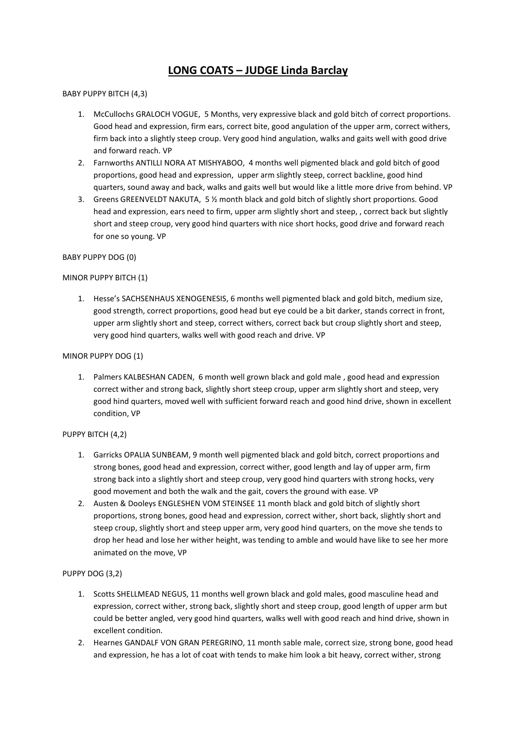# LONG COATS – JUDGE Linda Barclay

BABY PUPPY BITCH (4,3)

1. McCullochs GRALOCH VOGUE, 5 Months, very expressive black and gold bitch of correct proportions. Good head and expression, firm ears, correct bite, good angulation of the upper arm, correct withers, firm back into a slightly steep croup. Very good hind angulation, walks and gaits well with good drive and forward reach. VP
2. Farnworths ANTILLI NORA AT MISHYABOO, 4 months well pigmented black and gold bitch of good proportions, good head and expression, upper arm slightly steep, correct backline, good hind quarters, sound away and back, walks and gaits well but would like a little more drive from behind. VP
3. Greens GREENVELDT NAKUTA, 5 ½ month black and gold bitch of slightly short proportions. Good head and expression, ears need to firm, upper arm slightly short and steep, , correct back but slightly short and steep croup, very good hind quarters with nice short hocks, good drive and forward reach for one so young. VP

BABY PUPPY DOG (0)

MINOR PUPPY BITCH (1)

1. Hesse's SACHSENHAUS XENOGENESIS, 6 months well pigmented black and gold bitch, medium size, good strength, correct proportions, good head but eye could be a bit darker, stands correct in front, upper arm slightly short and steep, correct withers, correct back but croup slightly short and steep, very good hind quarters, walks well with good reach and drive. VP

MINOR PUPPY DOG (1)

1. Palmers KALBESHAN CADEN, 6 month well grown black and gold male , good head and expression correct wither and strong back, slightly short steep croup, upper arm slightly short and steep, very good hind quarters, moved well with sufficient forward reach and good hind drive, shown in excellent condition, VP

PUPPY BITCH (4,2)

1. Garricks OPALIA SUNBEAM, 9 month well pigmented black and gold bitch, correct proportions and strong bones, good head and expression, correct wither, good length and lay of upper arm, firm strong back into a slightly short and steep croup, very good hind quarters with strong hocks, very good movement and both the walk and the gait, covers the ground with ease. VP
2. Austen & Dooleys ENGLESHEN VOM STEINSEE 11 month black and gold bitch of slightly short proportions, strong bones, good head and expression, correct wither, short back, slightly short and steep croup, slightly short and steep upper arm, very good hind quarters, on the move she tends to drop her head and lose her wither height, was tending to amble and would have like to see her more animated on the move, VP

PUPPY DOG (3,2)

1. Scotts SHELLMEAD NEGUS, 11 months well grown black and gold males, good masculine head and expression, correct wither, strong back, slightly short and steep croup, good length of upper arm but could be better angled, very good hind quarters, walks well with good reach and hind drive, shown in excellent condition.
2. Hearnes GANDALF VON GRAN PEREGRINO, 11 month sable male, correct size, strong bone, good head and expression, he has a lot of coat with tends to make him look a bit heavy, correct wither, strong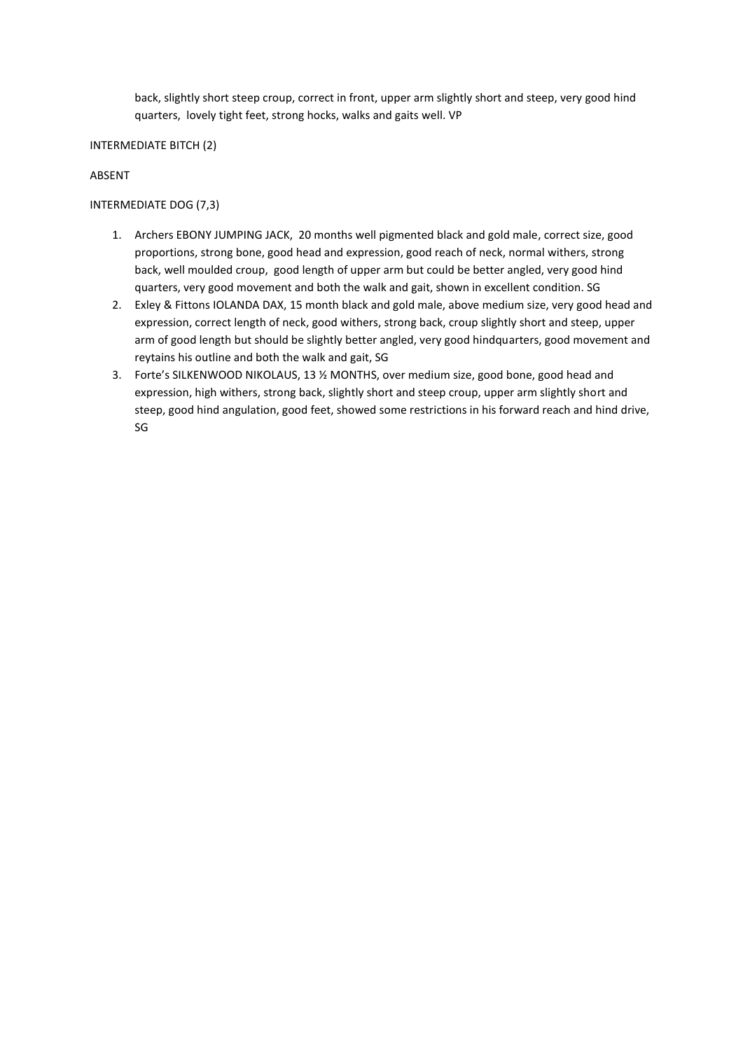back, slightly short steep croup, correct in front, upper arm slightly short and steep, very good hind quarters, lovely tight feet, strong hocks, walks and gaits well. VP

INTERMEDIATE BITCH (2)

ABSENT

INTERMEDIATE DOG (7,3)

1. Archers EBONY JUMPING JACK, 20 months well pigmented black and gold male, correct size, good proportions, strong bone, good head and expression, good reach of neck, normal withers, strong back, well moulded croup, good length of upper arm but could be better angled, very good hind quarters, very good movement and both the walk and gait, shown in excellent condition. SG
2. Exley & Fittons IOLANDA DAX, 15 month black and gold male, above medium size, very good head and expression, correct length of neck, good withers, strong back, croup slightly short and steep, upper arm of good length but should be slightly better angled, very good hindquarters, good movement and reytains his outline and both the walk and gait, SG
3. Forte's SILKENWOOD NIKOLAUS, 13 ½ MONTHS, over medium size, good bone, good head and expression, high withers, strong back, slightly short and steep croup, upper arm slightly short and steep, good hind angulation, good feet, showed some restrictions in his forward reach and hind drive, SG